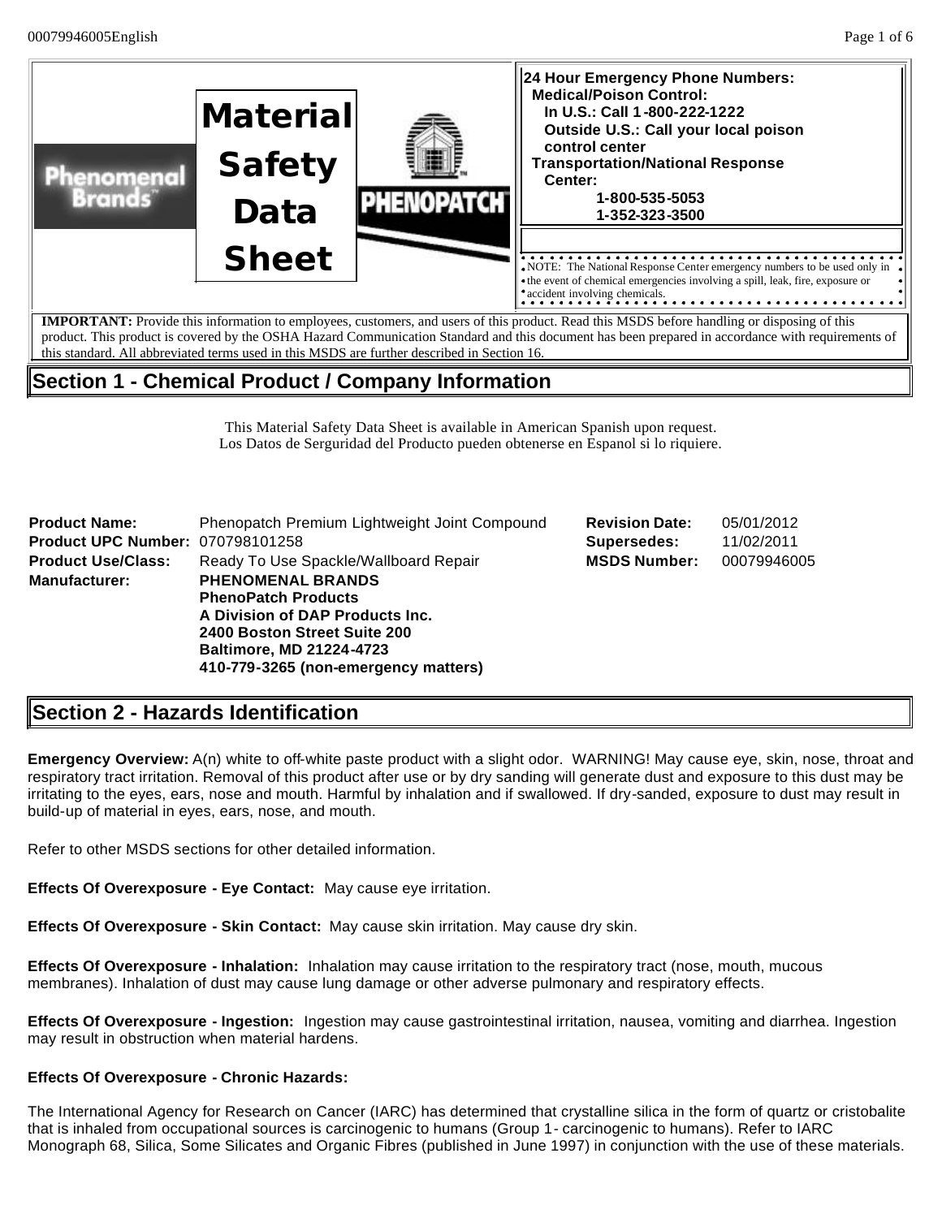# Material Safety Data Sheet

**24 Hour Emergency Phone Numbers:**
**Medical/Poison Control:**
**In U.S.: Call 1-800-222-1222**
**Outside U.S.: Call your local poison control center**
**Transportation/National Response Center:**
**1-800-535-5053**
**1-352-323-3500**

NOTE: The National Response Center emergency numbers to be used only in the event of chemical emergencies involving a spill, leak, fire, exposure or accident involving chemicals.

**IMPORTANT:** Provide this information to employees, customers, and users of this product. Read this MSDS before handling or disposing of this product. This product is covered by the OSHA Hazard Communication Standard and this document has been prepared in accordance with requirements of this standard. All abbreviated terms used in this MSDS are further described in Section 16.

## Section 1 - Chemical Product / Company Information

This Material Safety Data Sheet is available in American Spanish upon request.
Los Datos de Serguridad del Producto pueden obtenerse en Espanol si lo riquiere.

| | | | |
|---|---|---|---|
| **Product Name:** | Phenopatch Premium Lightweight Joint Compound | **Revision Date:** | 05/01/2012 |
| **Product UPC Number:** | 070798101258 | **Supersedes:** | 11/02/2011 |
| **Product Use/Class:** | Ready To Use Spackle/Wallboard Repair | **MSDS Number:** | 00079946005 |
| **Manufacturer:** | **PHENOMENAL BRANDS**<br>**PhenoPatch Products**<br>**A Division of DAP Products Inc.**<br>**2400 Boston Street Suite 200**<br>**Baltimore, MD 21224-4723**<br>**410-779-3265 (non-emergency matters)** | | |

## Section 2 - Hazards Identification

**Emergency Overview:** A(n) white to off-white paste product with a slight odor. WARNING! May cause eye, skin, nose, throat and respiratory tract irritation. Removal of this product after use or by dry sanding will generate dust and exposure to this dust may be irritating to the eyes, ears, nose and mouth. Harmful by inhalation and if swallowed. If dry-sanded, exposure to dust may result in build-up of material in eyes, ears, nose, and mouth.

Refer to other MSDS sections for other detailed information.

**Effects Of Overexposure - Eye Contact:** May cause eye irritation.

**Effects Of Overexposure - Skin Contact:** May cause skin irritation. May cause dry skin.

**Effects Of Overexposure - Inhalation:** Inhalation may cause irritation to the respiratory tract (nose, mouth, mucous membranes). Inhalation of dust may cause lung damage or other adverse pulmonary and respiratory effects.

**Effects Of Overexposure - Ingestion:** Ingestion may cause gastrointestinal irritation, nausea, vomiting and diarrhea. Ingestion may result in obstruction when material hardens.

**Effects Of Overexposure - Chronic Hazards:**

The International Agency for Research on Cancer (IARC) has determined that crystalline silica in the form of quartz or cristobalite that is inhaled from occupational sources is carcinogenic to humans (Group 1- carcinogenic to humans). Refer to IARC Monograph 68, Silica, Some Silicates and Organic Fibres (published in June 1997) in conjunction with the use of these materials.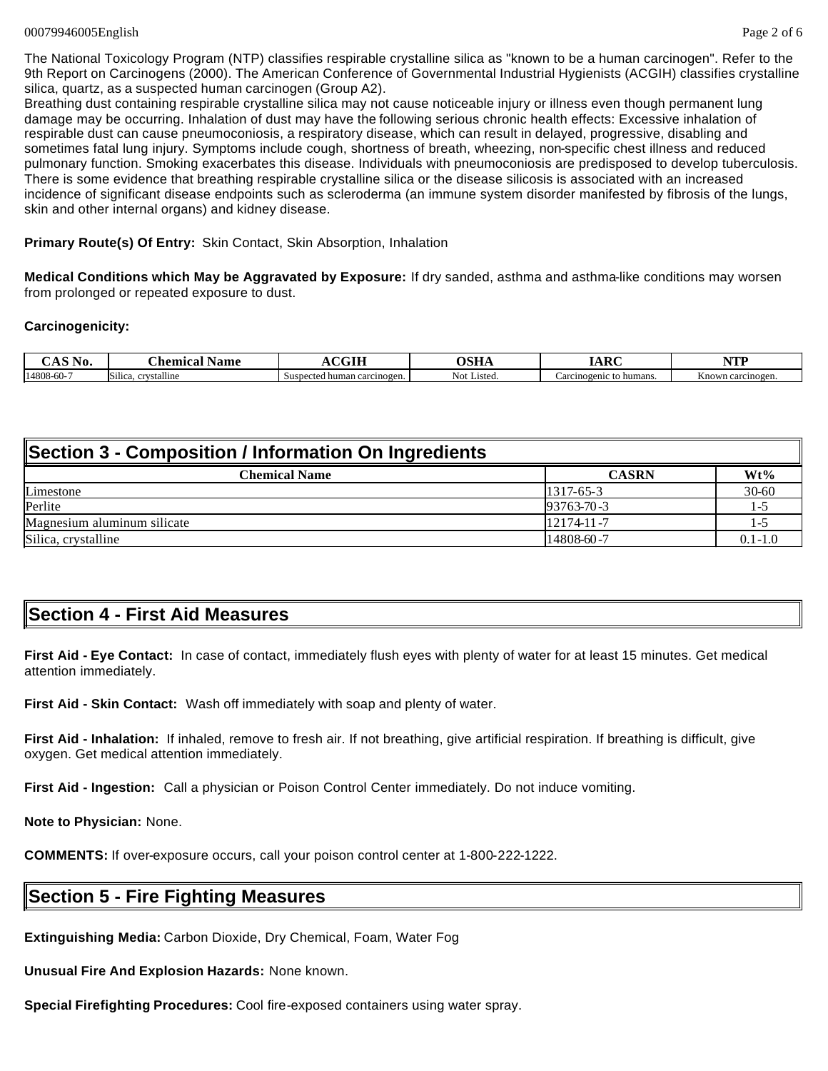The National Toxicology Program (NTP) classifies respirable crystalline silica as "known to be a human carcinogen". Refer to the 9th Report on Carcinogens (2000). The American Conference of Governmental Industrial Hygienists (ACGIH) classifies crystalline silica, quartz, as a suspected human carcinogen (Group A2).
Breathing dust containing respirable crystalline silica may not cause noticeable injury or illness even though permanent lung damage may be occurring. Inhalation of dust may have the following serious chronic health effects: Excessive inhalation of respirable dust can cause pneumoconiosis, a respiratory disease, which can result in delayed, progressive, disabling and sometimes fatal lung injury. Symptoms include cough, shortness of breath, wheezing, non-specific chest illness and reduced pulmonary function. Smoking exacerbates this disease. Individuals with pneumoconiosis are predisposed to develop tuberculosis. There is some evidence that breathing respirable crystalline silica or the disease silicosis is associated with an increased incidence of significant disease endpoints such as scleroderma (an immune system disorder manifested by fibrosis of the lungs, skin and other internal organs) and kidney disease.

**Primary Route(s) Of Entry:** Skin Contact, Skin Absorption, Inhalation

**Medical Conditions which May be Aggravated by Exposure:** If dry sanded, asthma and asthma-like conditions may worsen from prolonged or repeated exposure to dust.

**Carcinogenicity:**

| CAS No. | Chemical Name | ACGIH | OSHA | IARC | NTP |
|---|---|---|---|---|---|
| 14808-60-7 | Silica, crystalline | Suspected human carcinogen. | Not Listed. | Carcinogenic to humans. | Known carcinogen. |

## Section 3 - Composition / Information On Ingredients

| Chemical Name | CASRN | Wt% |
|---|---|---|
| Limestone | 1317-65-3 | 30-60 |
| Perlite | 93763-70-3 | 1-5 |
| Magnesium aluminum silicate | 12174-11-7 | 1-5 |
| Silica, crystalline | 14808-60-7 | 0.1-1.0 |

## Section 4 - First Aid Measures

**First Aid - Eye Contact:** In case of contact, immediately flush eyes with plenty of water for at least 15 minutes. Get medical attention immediately.

**First Aid - Skin Contact:** Wash off immediately with soap and plenty of water.

**First Aid - Inhalation:** If inhaled, remove to fresh air. If not breathing, give artificial respiration. If breathing is difficult, give oxygen. Get medical attention immediately.

**First Aid - Ingestion:** Call a physician or Poison Control Center immediately. Do not induce vomiting.

**Note to Physician:** None.

**COMMENTS:** If over-exposure occurs, call your poison control center at 1-800-222-1222.

## Section 5 - Fire Fighting Measures

**Extinguishing Media:** Carbon Dioxide, Dry Chemical, Foam, Water Fog

**Unusual Fire And Explosion Hazards:** None known.

**Special Firefighting Procedures:** Cool fire-exposed containers using water spray.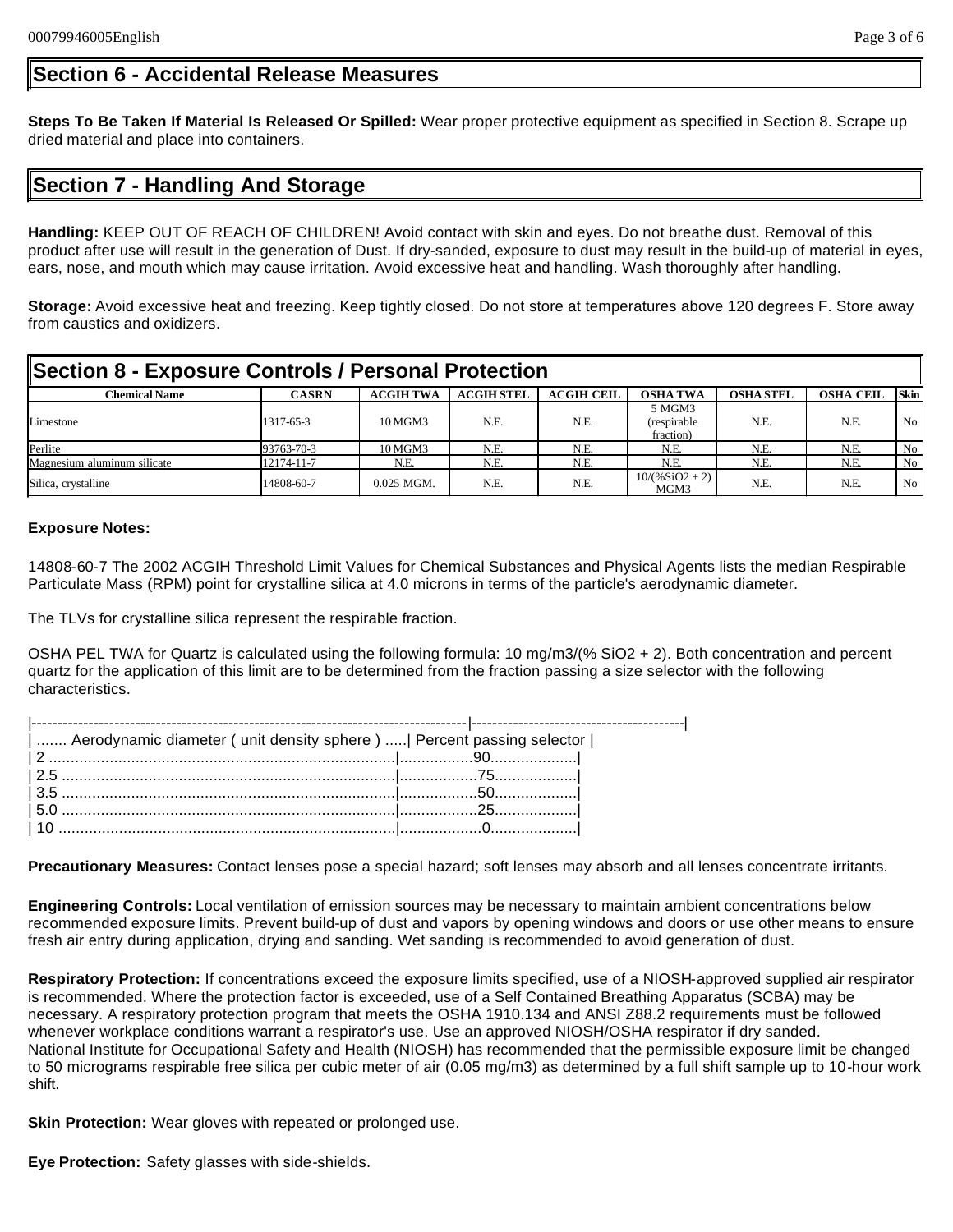## Section 6 - Accidental Release Measures

**Steps To Be Taken If Material Is Released Or Spilled:** Wear proper protective equipment as specified in Section 8. Scrape up dried material and place into containers.

## Section 7 - Handling And Storage

**Handling:** KEEP OUT OF REACH OF CHILDREN! Avoid contact with skin and eyes. Do not breathe dust. Removal of this product after use will result in the generation of Dust. If dry-sanded, exposure to dust may result in the build-up of material in eyes, ears, nose, and mouth which may cause irritation. Avoid excessive heat and handling. Wash thoroughly after handling.

**Storage:** Avoid excessive heat and freezing. Keep tightly closed. Do not store at temperatures above 120 degrees F. Store away from caustics and oxidizers.

## Section 8 - Exposure Controls / Personal Protection

| Chemical Name | CASRN | ACGIH TWA | ACGIH STEL | ACGIH CEIL | OSHA TWA | OSHA STEL | OSHA CEIL | Skin |
|---|---|---|---|---|---|---|---|---|
| Limestone | 1317-65-3 | 10 MGM3 | N.E. | N.E. | 5 MGM3 (respirable fraction) | N.E. | N.E. | No |
| Perlite | 93763-70-3 | 10 MGM3 | N.E. | N.E. | N.E. | N.E. | N.E. | No |
| Magnesium aluminum silicate | 12174-11-7 | N.E. | N.E. | N.E. | N.E. | N.E. | N.E. | No |
| Silica, crystalline | 14808-60-7 | 0.025 MGM. | N.E. | N.E. | 10/(%SiO2 + 2) MGM3 | N.E. | N.E. | No |

**Exposure Notes:**

14808-60-7 The 2002 ACGIH Threshold Limit Values for Chemical Substances and Physical Agents lists the median Respirable Particulate Mass (RPM) point for crystalline silica at 4.0 microns in terms of the particle's aerodynamic diameter.

The TLVs for crystalline silica represent the respirable fraction.

OSHA PEL TWA for Quartz is calculated using the following formula: 10 mg/m3/(% SiO2 + 2). Both concentration and percent quartz for the application of this limit are to be determined from the fraction passing a size selector with the following characteristics.

| Aerodynamic diameter ( unit density sphere ) | Percent passing selector |
|---|---|
| 2 | 90 |
| 2.5 | 75 |
| 3.5 | 50 |
| 5.0 | 25 |
| 10 | 0 |

**Precautionary Measures:** Contact lenses pose a special hazard; soft lenses may absorb and all lenses concentrate irritants.

**Engineering Controls:** Local ventilation of emission sources may be necessary to maintain ambient concentrations below recommended exposure limits. Prevent build-up of dust and vapors by opening windows and doors or use other means to ensure fresh air entry during application, drying and sanding. Wet sanding is recommended to avoid generation of dust.

**Respiratory Protection:** If concentrations exceed the exposure limits specified, use of a NIOSH-approved supplied air respirator is recommended. Where the protection factor is exceeded, use of a Self Contained Breathing Apparatus (SCBA) may be necessary. A respiratory protection program that meets the OSHA 1910.134 and ANSI Z88.2 requirements must be followed whenever workplace conditions warrant a respirator's use. Use an approved NIOSH/OSHA respirator if dry sanded.
National Institute for Occupational Safety and Health (NIOSH) has recommended that the permissible exposure limit be changed to 50 micrograms respirable free silica per cubic meter of air (0.05 mg/m3) as determined by a full shift sample up to 10-hour work shift.

**Skin Protection:** Wear gloves with repeated or prolonged use.

**Eye Protection:** Safety glasses with side-shields.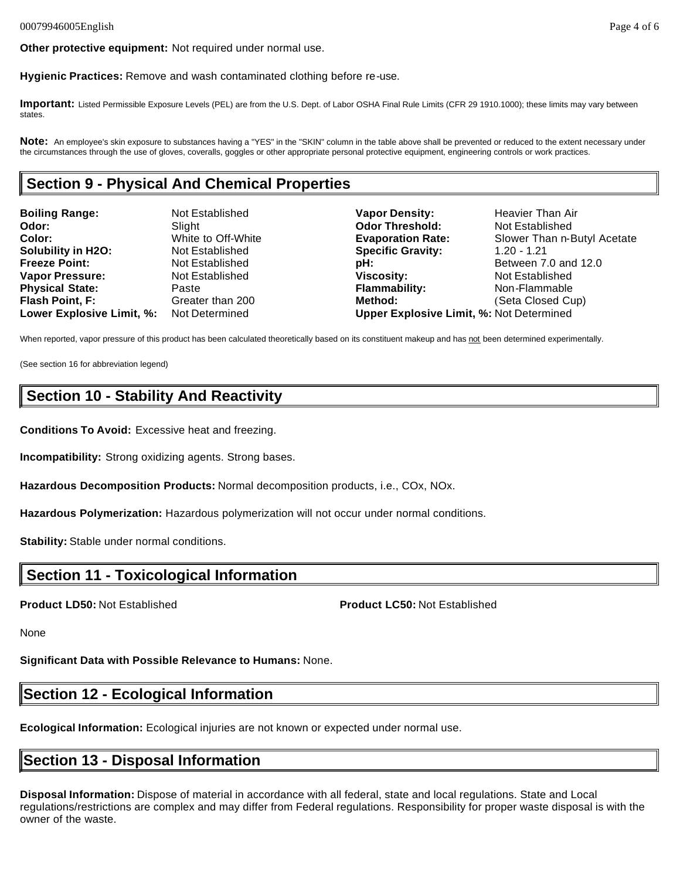**Other protective equipment:** Not required under normal use.

**Hygienic Practices:** Remove and wash contaminated clothing before re-use.

**Important:** Listed Permissible Exposure Levels (PEL) are from the U.S. Dept. of Labor OSHA Final Rule Limits (CFR 29 1910.1000); these limits may vary between states.

**Note:** An employee's skin exposure to substances having a "YES" in the "SKIN" column in the table above shall be prevented or reduced to the extent necessary under the circumstances through the use of gloves, coveralls, goggles or other appropriate personal protective equipment, engineering controls or work practices.

## Section 9 - Physical And Chemical Properties

| | | | |
|---|---|---|---|
| **Boiling Range:** | Not Established | **Vapor Density:** | Heavier Than Air |
| **Odor:** | Slight | **Odor Threshold:** | Not Established |
| **Color:** | White to Off-White | **Evaporation Rate:** | Slower Than n-Butyl Acetate |
| **Solubility in H2O:** | Not Established | **Specific Gravity:** | 1.20 - 1.21 |
| **Freeze Point:** | Not Established | **pH:** | Between 7.0 and 12.0 |
| **Vapor Pressure:** | Not Established | **Viscosity:** | Not Established |
| **Physical State:** | Paste | **Flammability:** | Non-Flammable |
| **Flash Point, F:** | Greater than 200 | **Method:** | (Seta Closed Cup) |
| **Lower Explosive Limit, %:** | Not Determined | **Upper Explosive Limit, %:** | Not Determined |

When reported, vapor pressure of this product has been calculated theoretically based on its constituent makeup and has not been determined experimentally.

(See section 16 for abbreviation legend)

## Section 10 - Stability And Reactivity

**Conditions To Avoid:** Excessive heat and freezing.

**Incompatibility:** Strong oxidizing agents. Strong bases.

**Hazardous Decomposition Products:** Normal decomposition products, i.e., COx, NOx.

**Hazardous Polymerization:** Hazardous polymerization will not occur under normal conditions.

**Stability:** Stable under normal conditions.

## Section 11 - Toxicological Information

**Product LD50:** Not Established

**Product LC50:** Not Established

None

**Significant Data with Possible Relevance to Humans:** None.

## Section 12 - Ecological Information

**Ecological Information:** Ecological injuries are not known or expected under normal use.

## Section 13 - Disposal Information

**Disposal Information:** Dispose of material in accordance with all federal, state and local regulations. State and Local regulations/restrictions are complex and may differ from Federal regulations. Responsibility for proper waste disposal is with the owner of the waste.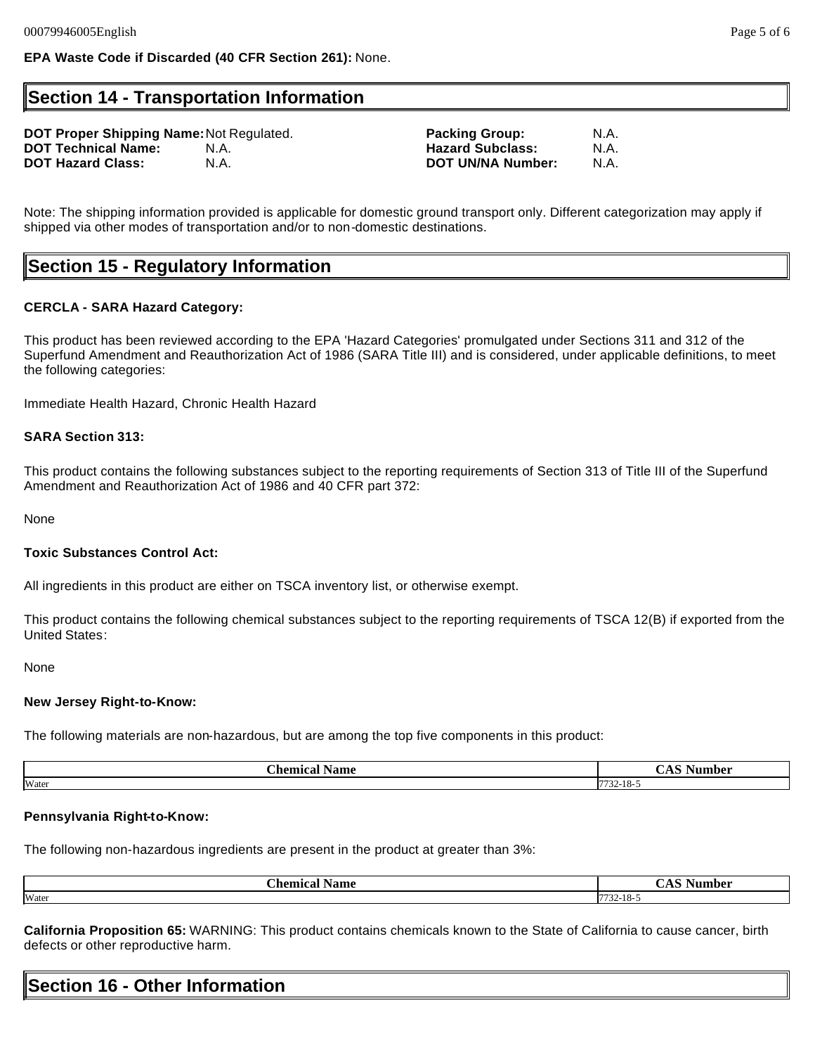**EPA Waste Code if Discarded (40 CFR Section 261):** None.

## Section 14 - Transportation Information

**DOT Proper Shipping Name:** Not Regulated.
**DOT Technical Name:** N.A.
**DOT Hazard Class:** N.A.
**Packing Group:** N.A.
**Hazard Subclass:** N.A.
**DOT UN/NA Number:** N.A.

Note: The shipping information provided is applicable for domestic ground transport only. Different categorization may apply if shipped via other modes of transportation and/or to non-domestic destinations.

## Section 15 - Regulatory Information

**CERCLA - SARA Hazard Category:**

This product has been reviewed according to the EPA 'Hazard Categories' promulgated under Sections 311 and 312 of the Superfund Amendment and Reauthorization Act of 1986 (SARA Title III) and is considered, under applicable definitions, to meet the following categories:

Immediate Health Hazard, Chronic Health Hazard

**SARA Section 313:**

This product contains the following substances subject to the reporting requirements of Section 313 of Title III of the Superfund Amendment and Reauthorization Act of 1986 and 40 CFR part 372:

None

**Toxic Substances Control Act:**

All ingredients in this product are either on TSCA inventory list, or otherwise exempt.

This product contains the following chemical substances subject to the reporting requirements of TSCA 12(B) if exported from the United States:

None

**New Jersey Right-to-Know:**

The following materials are non-hazardous, but are among the top five components in this product:

| Chemical Name | CAS Number |
|---|---|
| Water | 7732-18-5 |

**Pennsylvania Right-to-Know:**

The following non-hazardous ingredients are present in the product at greater than 3%:

| Chemical Name | CAS Number |
|---|---|
| Water | 7732-18-5 |

**California Proposition 65:** WARNING: This product contains chemicals known to the State of California to cause cancer, birth defects or other reproductive harm.

## Section 16 - Other Information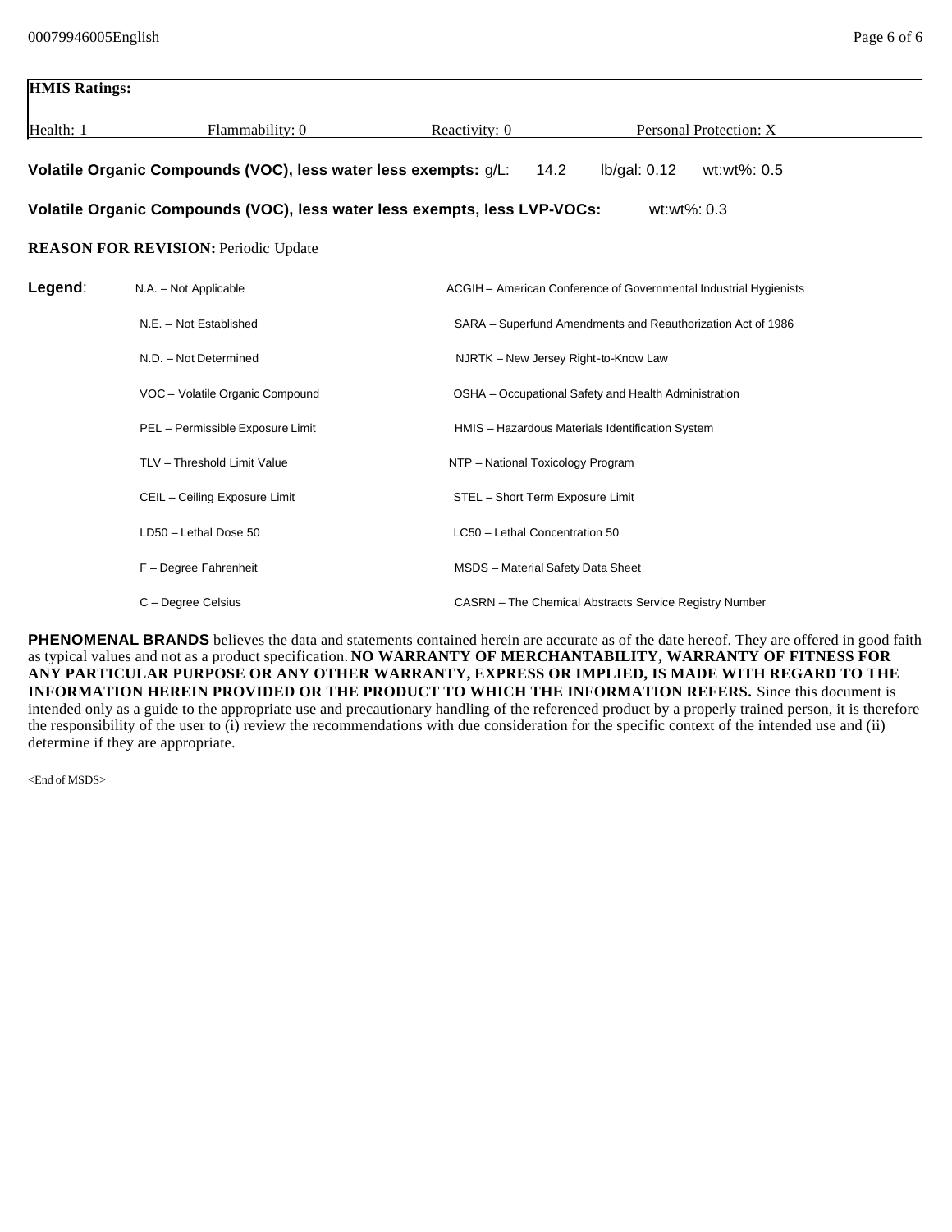**HMIS Ratings:**

| | | | |
|---|---|---|---|
| Health: 1 | Flammability: 0 | Reactivity: 0 | Personal Protection: X |

**Volatile Organic Compounds (VOC), less water less exempts:** g/L: 14.2 lb/gal: 0.12 wt:wt%: 0.5

**Volatile Organic Compounds (VOC), less water less exempts, less LVP-VOCs:** wt:wt%: 0.3

**REASON FOR REVISION:** Periodic Update

**Legend**:

| | |
|---|---|
| N.A. – Not Applicable | ACGIH – American Conference of Governmental Industrial Hygienists |
| N.E. – Not Established | SARA – Superfund Amendments and Reauthorization Act of 1986 |
| N.D. – Not Determined | NJRTK – New Jersey Right-to-Know Law |
| VOC – Volatile Organic Compound | OSHA – Occupational Safety and Health Administration |
| PEL – Permissible Exposure Limit | HMIS – Hazardous Materials Identification System |
| TLV – Threshold Limit Value | NTP – National Toxicology Program |
| CEIL – Ceiling Exposure Limit | STEL – Short Term Exposure Limit |
| LD50 – Lethal Dose 50 | LC50 – Lethal Concentration 50 |
| F – Degree Fahrenheit | MSDS – Material Safety Data Sheet |
| C – Degree Celsius | CASRN – The Chemical Abstracts Service Registry Number |

**PHENOMENAL BRANDS** believes the data and statements contained herein are accurate as of the date hereof. They are offered in good faith as typical values and not as a product specification. **NO WARRANTY OF MERCHANTABILITY, WARRANTY OF FITNESS FOR ANY PARTICULAR PURPOSE OR ANY OTHER WARRANTY, EXPRESS OR IMPLIED, IS MADE WITH REGARD TO THE INFORMATION HEREIN PROVIDED OR THE PRODUCT TO WHICH THE INFORMATION REFERS.** Since this document is intended only as a guide to the appropriate use and precautionary handling of the referenced product by a properly trained person, it is therefore the responsibility of the user to (i) review the recommendations with due consideration for the specific context of the intended use and (ii) determine if they are appropriate.

<End of MSDS>